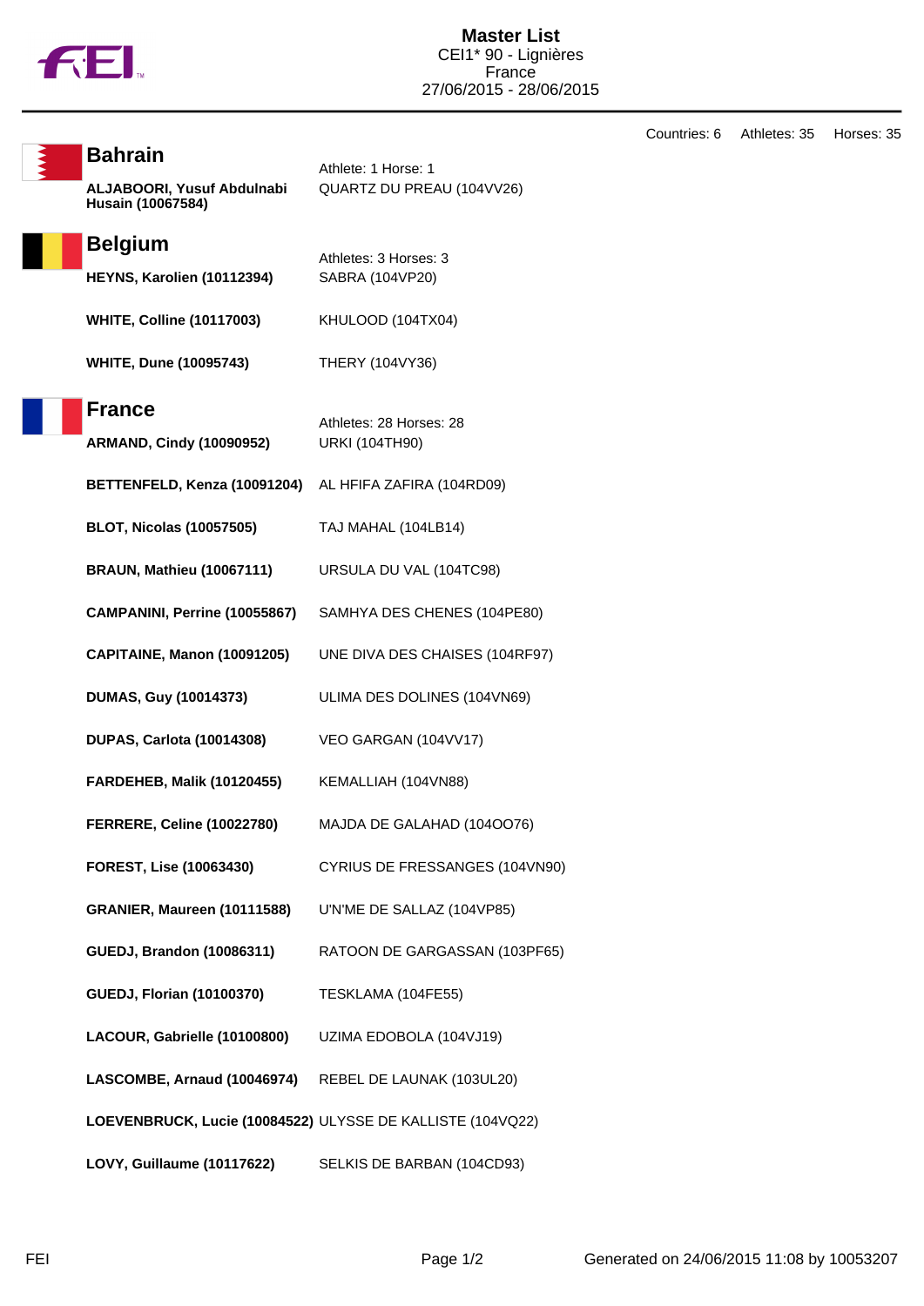# Master List

CEI1* 90 - Lignières
France
27/06/2015 - 28/06/2015

Countries: 6 Athletes: 35 Horses: 35

## Bahrain

Athlete: 1 Horse: 1

| Athlete | Horse |
|---|---|
| **ALJABOORI, Yusuf Abdulnabi Husain (10067584)** | QUARTZ DU PREAU (104VV26) |

## Belgium

Athletes: 3 Horses: 3

| Athlete | Horse |
|---|---|
| **HEYNS, Karolien (10112394)** | SABRA (104VP20) |
| **WHITE, Colline (10117003)** | KHULOOD (104TX04) |
| **WHITE, Dune (10095743)** | THERY (104VY36) |

## France

Athletes: 28 Horses: 28

| Athlete | Horse |
|---|---|
| **ARMAND, Cindy (10090952)** | URKI (104TH90) |
| **BETTENFELD, Kenza (10091204)** | AL HFIFA ZAFIRA (104RD09) |
| **BLOT, Nicolas (10057505)** | TAJ MAHAL (104LB14) |
| **BRAUN, Mathieu (10067111)** | URSULA DU VAL (104TC98) |
| **CAMPANINI, Perrine (10055867)** | SAMHYA DES CHENES (104PE80) |
| **CAPITAINE, Manon (10091205)** | UNE DIVA DES CHAISES (104RF97) |
| **DUMAS, Guy (10014373)** | ULIMA DES DOLINES (104VN69) |
| **DUPAS, Carlota (10014308)** | VEO GARGAN (104VV17) |
| **FARDEHEB, Malik (10120455)** | KEMALLIAH (104VN88) |
| **FERRERE, Celine (10022780)** | MAJDA DE GALAHAD (104OO76) |
| **FOREST, Lise (10063430)** | CYRIUS DE FRESSANGES (104VN90) |
| **GRANIER, Maureen (10111588)** | U'N'ME DE SALLAZ (104VP85) |
| **GUEDJ, Brandon (10086311)** | RATOON DE GARGASSAN (103PF65) |
| **GUEDJ, Florian (10100370)** | TESKLAMA (104FE55) |
| **LACOUR, Gabrielle (10100800)** | UZIMA EDOBOLA (104VJ19) |
| **LASCOMBE, Arnaud (10046974)** | REBEL DE LAUNAK (103UL20) |
| **LOEVENBRUCK, Lucie (10084522)** | ULYSSE DE KALLISTE (104VQ22) |
| **LOVY, Guillaume (10117622)** | SELKIS DE BARBAN (104CD93) |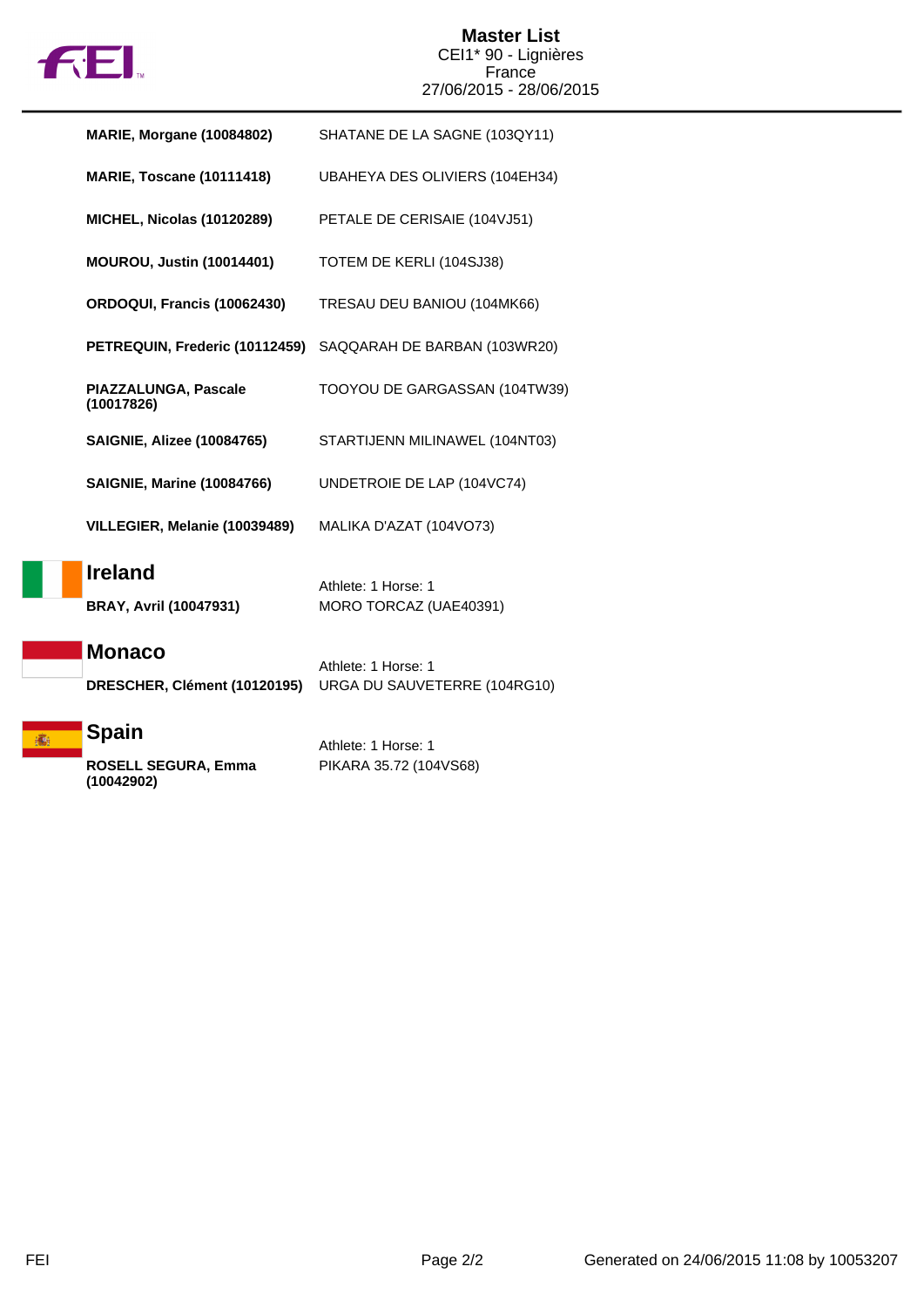# Master List
CEI1* 90 - Lignières
France
27/06/2015 - 28/06/2015

| Athlete | Horse |
|---|---|
| **MARIE, Morgane (10084802)** | SHATANE DE LA SAGNE (103QY11) |
| **MARIE, Toscane (10111418)** | UBAHEYA DES OLIVIERS (104EH34) |
| **MICHEL, Nicolas (10120289)** | PETALE DE CERISAIE (104VJ51) |
| **MOUROU, Justin (10014401)** | TOTEM DE KERLI (104SJ38) |
| **ORDOQUI, Francis (10062430)** | TRESAU DEU BANIOU (104MK66) |
| **PETREQUIN, Frederic (10112459)** | SAQQARAH DE BARBAN (103WR20) |
| **PIAZZALUNGA, Pascale (10017826)** | TOOYOU DE GARGASSAN (104TW39) |
| **SAIGNIE, Alizee (10084765)** | STARTIJENN MILINAWEL (104NT03) |
| **SAIGNIE, Marine (10084766)** | UNDETROIE DE LAP (104VC74) |
| **VILLEGIER, Melanie (10039489)** | MALIKA D'AZAT (104VO73) |

## Ireland

Athlete: 1 Horse: 1

| Athlete | Horse |
|---|---|
| **BRAY, Avril (10047931)** | MORO TORCAZ (UAE40391) |

## Monaco

Athlete: 1 Horse: 1

| Athlete | Horse |
|---|---|
| **DRESCHER, Clément (10120195)** | URGA DU SAUVETERRE (104RG10) |

## Spain

Athlete: 1 Horse: 1

| Athlete | Horse |
|---|---|
| **ROSELL SEGURA, Emma (10042902)** | PIKARA 35.72 (104VS68) |

Generated on 24/06/2015 11:08 by 10053207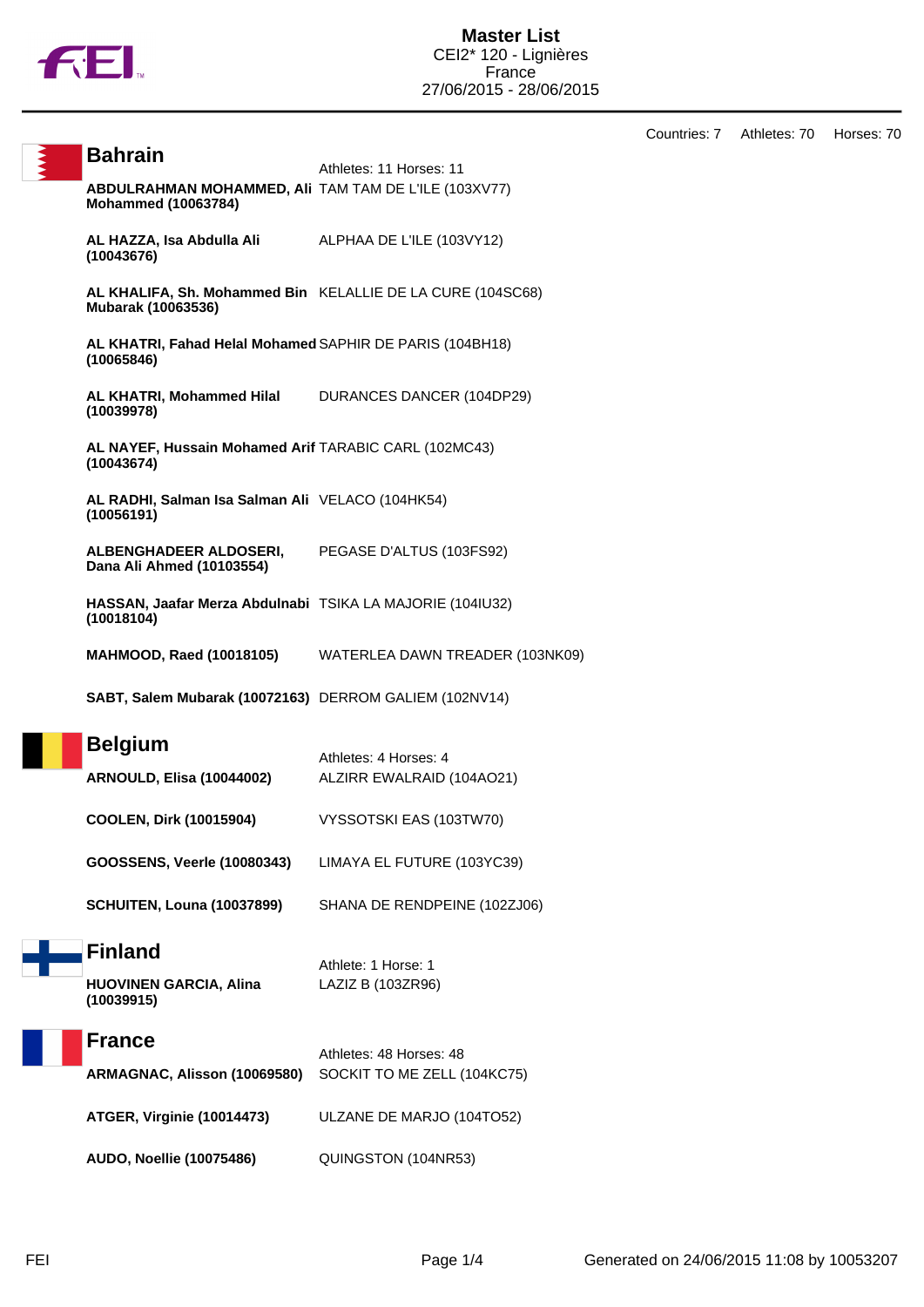# Master List

CEI2* 120 - Lignières
France
27/06/2015 - 28/06/2015

Countries: 7 Athletes: 70 Horses: 70

## Bahrain

Athletes: 11 Horses: 11

| Athlete | Horse |
|---|---|
| **ABDULRAHMAN MOHAMMED, Ali Mohammed (10063784)** | TAM TAM DE L'ILE (103XV77) |
| **AL HAZZA, Isa Abdulla Ali (10043676)** | ALPHAA DE L'ILE (103VY12) |
| **AL KHALIFA, Sh. Mohammed Bin Mubarak (10063536)** | KELALLIE DE LA CURE (104SC68) |
| **AL KHATRI, Fahad Helal Mohamed (10065846)** | SAPHIR DE PARIS (104BH18) |
| **AL KHATRI, Mohammed Hilal (10039978)** | DURANCES DANCER (104DP29) |
| **AL NAYEF, Hussain Mohamed Arif (10043674)** | TARABIC CARL (102MC43) |
| **AL RADHI, Salman Isa Salman Ali (10056191)** | VELACO (104HK54) |
| **ALBENGHADEER ALDOSERI, Dana Ali Ahmed (10103554)** | PEGASE D'ALTUS (103FS92) |
| **HASSAN, Jaafar Merza Abdulnabi (10018104)** | TSIKA LA MAJORIE (104IU32) |
| **MAHMOOD, Raed (10018105)** | WATERLEA DAWN TREADER (103NK09) |
| **SABT, Salem Mubarak (10072163)** | DERROM GALIEM (102NV14) |

## Belgium

Athletes: 4 Horses: 4

| Athlete | Horse |
|---|---|
| **ARNOULD, Elisa (10044002)** | ALZIRR EWALRAID (104AO21) |
| **COOLEN, Dirk (10015904)** | VYSSOTSKI EAS (103TW70) |
| **GOOSSENS, Veerle (10080343)** | LIMAYA EL FUTURE (103YC39) |
| **SCHUITEN, Louna (10037899)** | SHANA DE RENDPEINE (102ZJ06) |

## Finland

Athlete: 1 Horse: 1

| Athlete | Horse |
|---|---|
| **HUOVINEN GARCIA, Alina (10039915)** | LAZIZ B (103ZR96) |

## France

Athletes: 48 Horses: 48

| Athlete | Horse |
|---|---|
| **ARMAGNAC, Alisson (10069580)** | SOCKIT TO ME ZELL (104KC75) |
| **ATGER, Virginie (10014473)** | ULZANE DE MARJO (104TO52) |
| **AUDO, Noellie (10075486)** | QUINGSTON (104NR53) |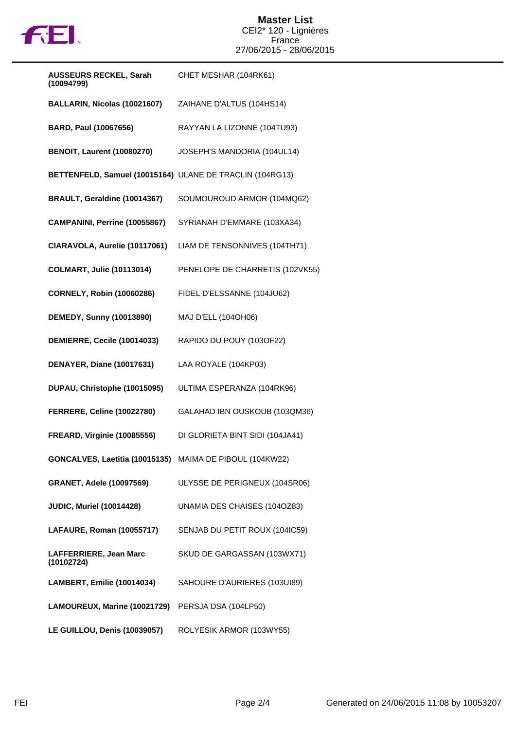# Master List

CEI2* 120 - Lignières
France
27/06/2015 - 28/06/2015

| Rider | Horse |
|---|---|
| **AUSSEURS RECKEL, Sarah (10094799)** | CHET MESHAR (104RK61) |
| **BALLARIN, Nicolas (10021607)** | ZAIHANE D'ALTUS (104HS14) |
| **BARD, Paul (10067656)** | RAYYAN LA LIZONNE (104TU93) |
| **BENOIT, Laurent (10080270)** | JOSEPH'S MANDORIA (104UL14) |
| **BETTENFELD, Samuel (10015164)** | ULANE DE TRACLIN (104RG13) |
| **BRAULT, Geraldine (10014367)** | SOUMOUROUD ARMOR (104MQ62) |
| **CAMPANINI, Perrine (10055867)** | SYRIANAH D'EMMARE (103XA34) |
| **CIARAVOLA, Aurelie (10117061)** | LIAM DE TENSONNIVES (104TH71) |
| **COLMART, Julie (10113014)** | PENELOPE DE CHARRETIS (102VK55) |
| **CORNELY, Robin (10060286)** | FIDEL D'ELSSANNE (104JU62) |
| **DEMEDY, Sunny (10013890)** | MAJ D'ELL (104OH06) |
| **DEMIERRE, Cecile (10014033)** | RAPIDO DU POUY (103OF22) |
| **DENAYER, Diane (10017631)** | LAA ROYALE (104KP03) |
| **DUPAU, Christophe (10015095)** | ULTIMA ESPERANZA (104RK96) |
| **FERRERE, Celine (10022780)** | GALAHAD IBN OUSKOUB (103QM36) |
| **FREARD, Virginie (10085556)** | DI GLORIETA BINT SIDI (104JA41) |
| **GONCALVES, Laetitia (10015135)** | MAIMA DE PIBOUL (104KW22) |
| **GRANET, Adele (10097569)** | ULYSSE DE PERIGNEUX (104SR06) |
| **JUDIC, Muriel (10014428)** | UNAMIA DES CHAISES (104OZ83) |
| **LAFAURE, Roman (10055717)** | SENJAB DU PETIT ROUX (104IC59) |
| **LAFFERRIERE, Jean Marc (10102724)** | SKUD DE GARGASSAN (103WX71) |
| **LAMBERT, Emilie (10014034)** | SAHOURE D'AURIERES (103UI89) |
| **LAMOUREUX, Marine (10021729)** | PERSJA DSA (104LP50) |
| **LE GUILLOU, Denis (10039057)** | ROLYESIK ARMOR (103WY55) |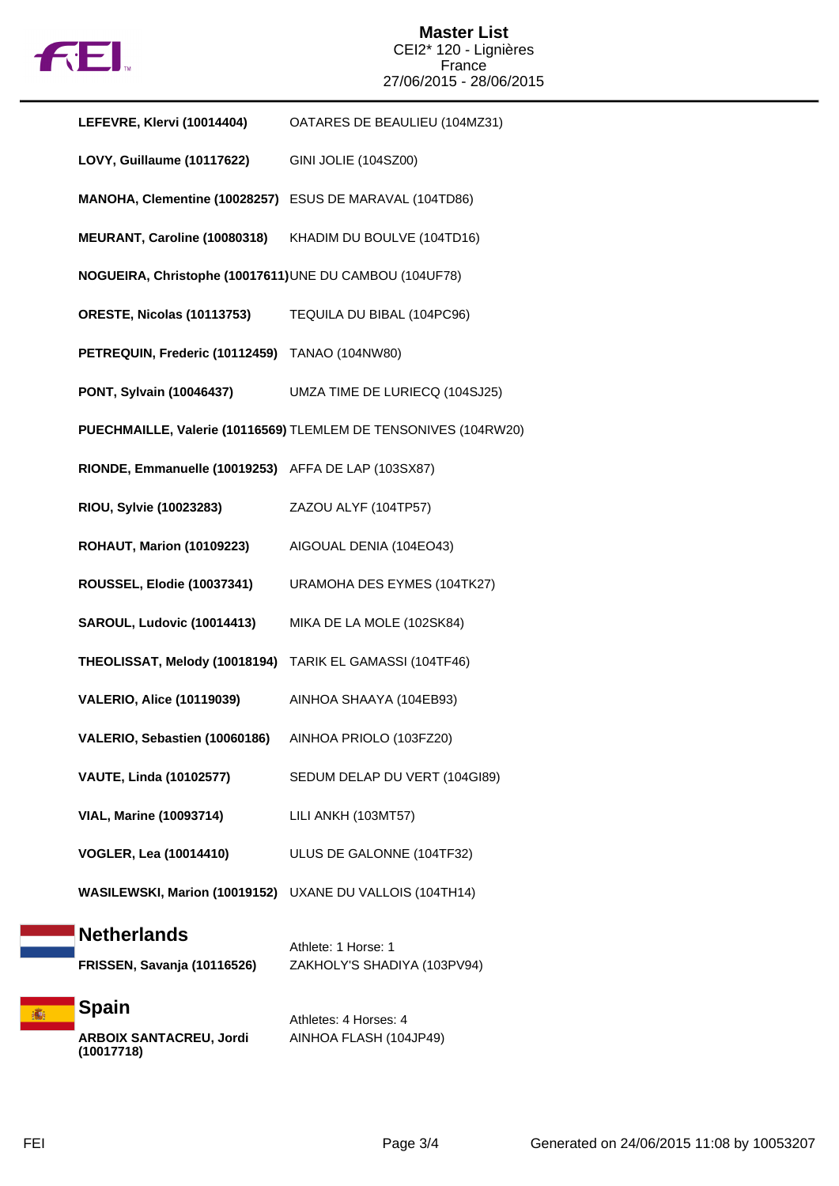# Master List

CEI2* 120 - Lignières
France
27/06/2015 - 28/06/2015

| | |
|---|---|
| **LEFEVRE, Klervi (10014404)** | OATARES DE BEAULIEU (104MZ31) |
| **LOVY, Guillaume (10117622)** | GINI JOLIE (104SZ00) |
| **MANOHA, Clementine (10028257)** | ESUS DE MARAVAL (104TD86) |
| **MEURANT, Caroline (10080318)** | KHADIM DU BOULVE (104TD16) |
| **NOGUEIRA, Christophe (10017611)** | UNE DU CAMBOU (104UF78) |
| **ORESTE, Nicolas (10113753)** | TEQUILA DU BIBAL (104PC96) |
| **PETREQUIN, Frederic (10112459)** | TANAO (104NW80) |
| **PONT, Sylvain (10046437)** | UMZA TIME DE LURIECQ (104SJ25) |
| **PUECHMAILLE, Valerie (10116569)** | TLEMLEM DE TENSONIVES (104RW20) |
| **RIONDE, Emmanuelle (10019253)** | AFFA DE LAP (103SX87) |
| **RIOU, Sylvie (10023283)** | ZAZOU ALYF (104TP57) |
| **ROHAUT, Marion (10109223)** | AIGOUAL DENIA (104EO43) |
| **ROUSSEL, Elodie (10037341)** | URAMOHA DES EYMES (104TK27) |
| **SAROUL, Ludovic (10014413)** | MIKA DE LA MOLE (102SK84) |
| **THEOLISSAT, Melody (10018194)** | TARIK EL GAMASSI (104TF46) |
| **VALERIO, Alice (10119039)** | AINHOA SHAAYA (104EB93) |
| **VALERIO, Sebastien (10060186)** | AINHOA PRIOLO (103FZ20) |
| **VAUTE, Linda (10102577)** | SEDUM DELAP DU VERT (104GI89) |
| **VIAL, Marine (10093714)** | LILI ANKH (103MT57) |
| **VOGLER, Lea (10014410)** | ULUS DE GALONNE (104TF32) |
| **WASILEWSKI, Marion (10019152)** | UXANE DU VALLOIS (104TH14) |

## Netherlands

Athlete: 1 Horse: 1

| | |
|---|---|
| **FRISSEN, Savanja (10116526)** | ZAKHOLY'S SHADIYA (103PV94) |

## Spain

Athletes: 4 Horses: 4

| | |
|---|---|
| **ARBOIX SANTACREU, Jordi (10017718)** | AINHOA FLASH (104JP49) |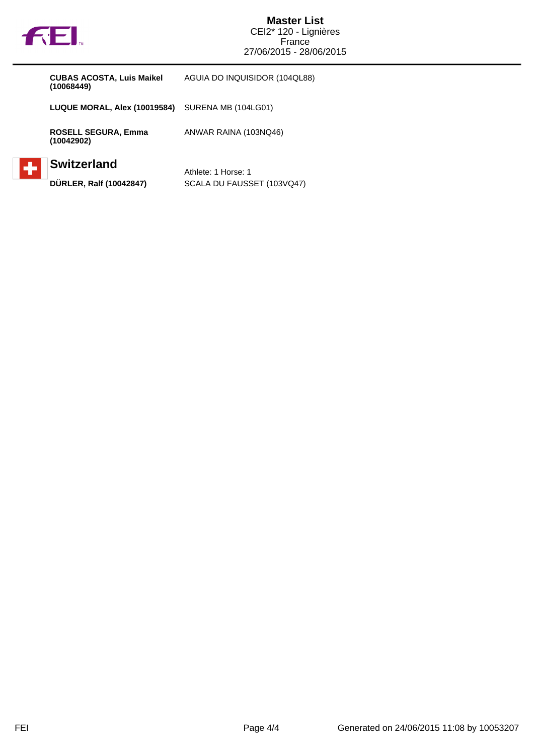| | |
|---|---|
| **CUBAS ACOSTA, Luis Maikel (10068449)** | AGUIA DO INQUISIDOR (104QL88) |
| **LUQUE MORAL, Alex (10019584)** | SURENA MB (104LG01) |
| **ROSELL SEGURA, Emma (10042902)** | ANWAR RAINA (103NQ46) |

## Switzerland

Athlete: 1 Horse: 1

| | |
|---|---|
| **DÜRLER, Ralf (10042847)** | SCALA DU FAUSSET (103VQ47) |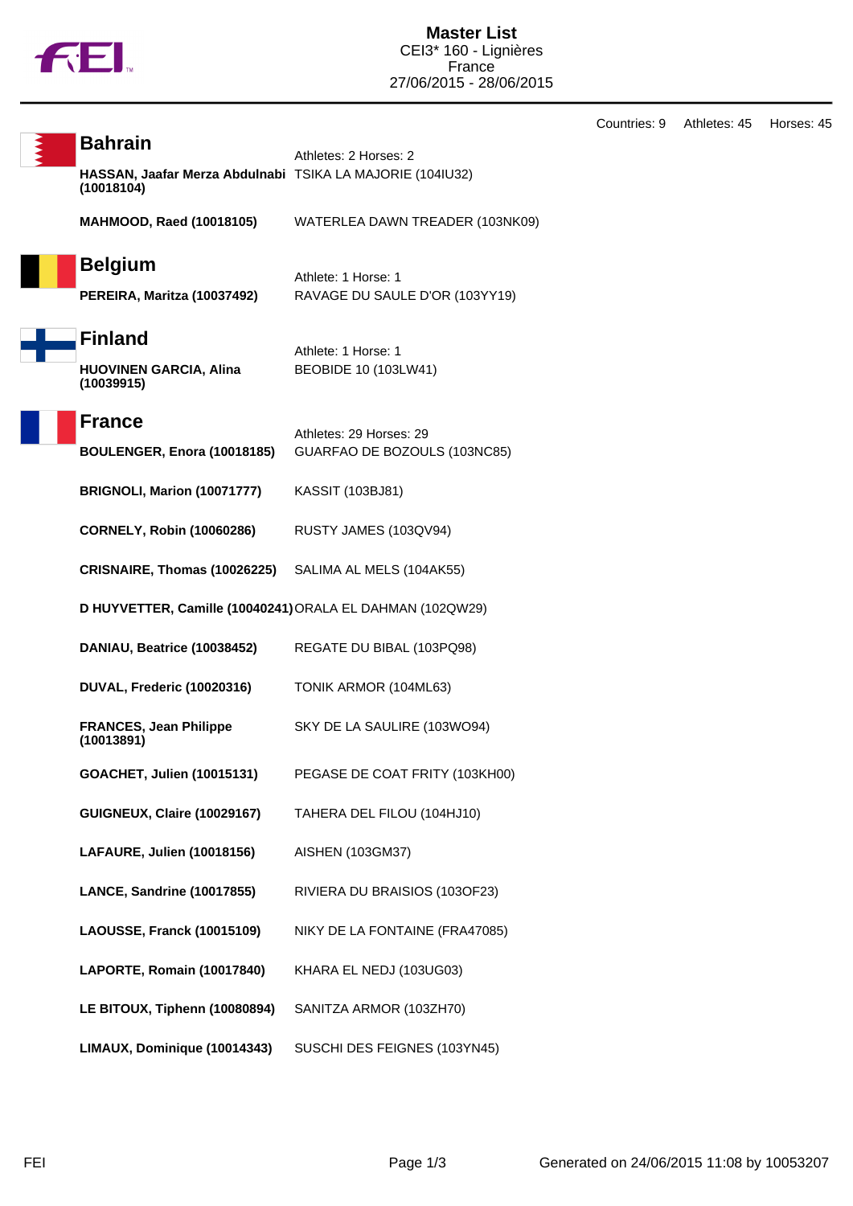# Master List

CEI3* 160 - Lignières
France
27/06/2015 - 28/06/2015

Countries: 9 Athletes: 45 Horses: 45

## Bahrain

Athletes: 2 Horses: 2

| Athlete | Horse |
|---|---|
| **HASSAN, Jaafar Merza Abdulnabi (10018104)** | TSIKA LA MAJORIE (104IU32) |
| **MAHMOOD, Raed (10018105)** | WATERLEA DAWN TREADER (103NK09) |

## Belgium

Athlete: 1 Horse: 1

| Athlete | Horse |
|---|---|
| **PEREIRA, Maritza (10037492)** | RAVAGE DU SAULE D'OR (103YY19) |

## Finland

Athlete: 1 Horse: 1

| Athlete | Horse |
|---|---|
| **HUOVINEN GARCIA, Alina (10039915)** | BEOBIDE 10 (103LW41) |

## France

Athletes: 29 Horses: 29

| Athlete | Horse |
|---|---|
| **BOULENGER, Enora (10018185)** | GUARFAO DE BOZOULS (103NC85) |
| **BRIGNOLI, Marion (10071777)** | KASSIT (103BJ81) |
| **CORNELY, Robin (10060286)** | RUSTY JAMES (103QV94) |
| **CRISNAIRE, Thomas (10026225)** | SALIMA AL MELS (104AK55) |
| **D HUYVETTER, Camille (10040241)** | ORALA EL DAHMAN (102QW29) |
| **DANIAU, Beatrice (10038452)** | REGATE DU BIBAL (103PQ98) |
| **DUVAL, Frederic (10020316)** | TONIK ARMOR (104ML63) |
| **FRANCES, Jean Philippe (10013891)** | SKY DE LA SAULIRE (103WO94) |
| **GOACHET, Julien (10015131)** | PEGASE DE COAT FRITY (103KH00) |
| **GUIGNEUX, Claire (10029167)** | TAHERA DEL FILOU (104HJ10) |
| **LAFAURE, Julien (10018156)** | AISHEN (103GM37) |
| **LANCE, Sandrine (10017855)** | RIVIERA DU BRAISIOS (103OF23) |
| **LAOUSSE, Franck (10015109)** | NIKY DE LA FONTAINE (FRA47085) |
| **LAPORTE, Romain (10017840)** | KHARA EL NEDJ (103UG03) |
| **LE BITOUX, Tiphenn (10080894)** | SANITZA ARMOR (103ZH70) |
| **LIMAUX, Dominique (10014343)** | SUSCHI DES FEIGNES (103YN45) |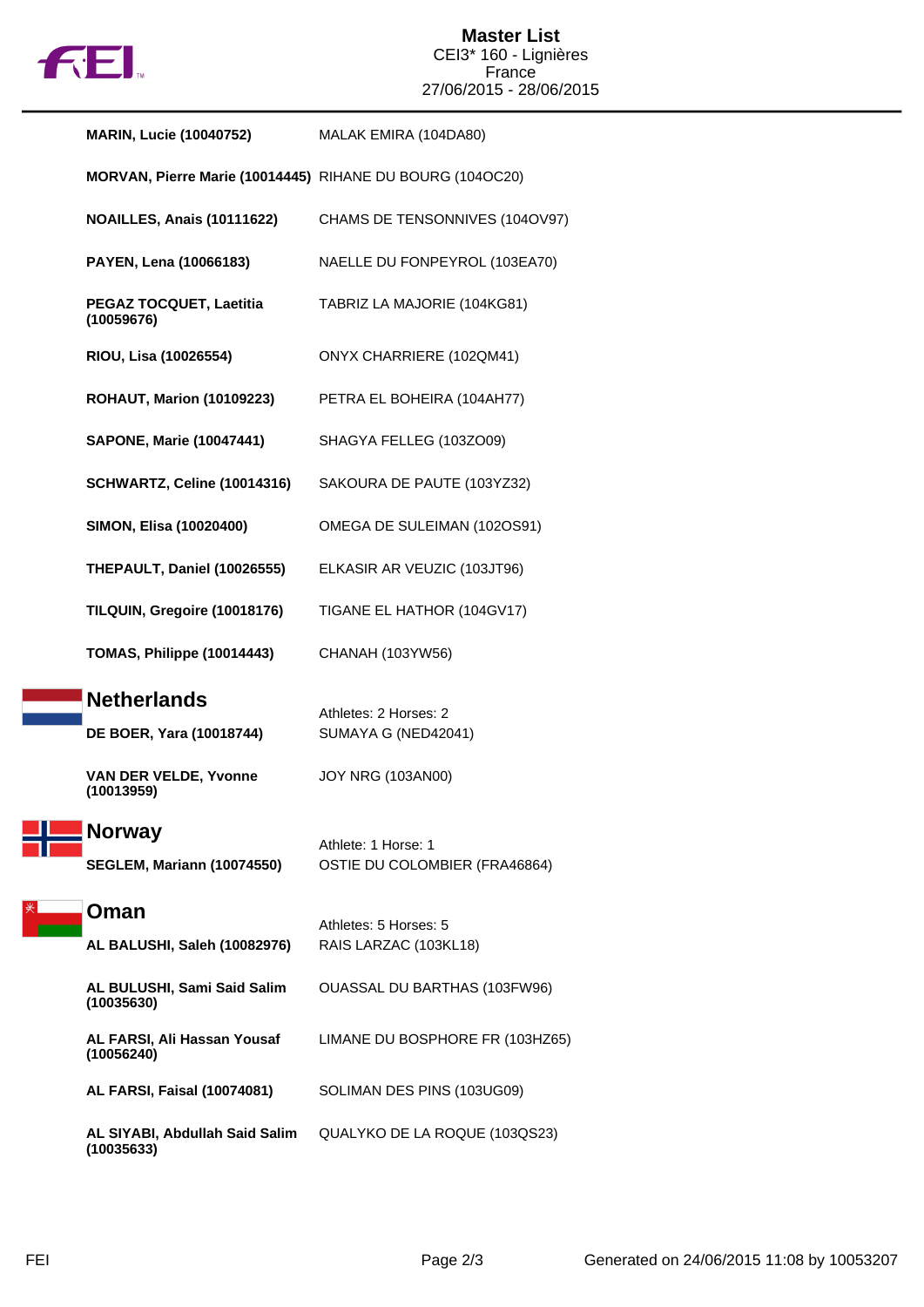| | |
|---|---|
| **MARIN, Lucie (10040752)** | MALAK EMIRA (104DA80) |
| **MORVAN, Pierre Marie (10014445)** | RIHANE DU BOURG (104OC20) |
| **NOAILLES, Anais (10111622)** | CHAMS DE TENSONNIVES (104OV97) |
| **PAYEN, Lena (10066183)** | NAELLE DU FONPEYROL (103EA70) |
| **PEGAZ TOCQUET, Laetitia (10059676)** | TABRIZ LA MAJORIE (104KG81) |
| **RIOU, Lisa (10026554)** | ONYX CHARRIERE (102QM41) |
| **ROHAUT, Marion (10109223)** | PETRA EL BOHEIRA (104AH77) |
| **SAPONE, Marie (10047441)** | SHAGYA FELLEG (103ZO09) |
| **SCHWARTZ, Celine (10014316)** | SAKOURA DE PAUTE (103YZ32) |
| **SIMON, Elisa (10020400)** | OMEGA DE SULEIMAN (102OS91) |
| **THEPAULT, Daniel (10026555)** | ELKASIR AR VEUZIC (103JT96) |
| **TILQUIN, Gregoire (10018176)** | TIGANE EL HATHOR (104GV17) |
| **TOMAS, Philippe (10014443)** | CHANAH (103YW56) |

## Netherlands

Athletes: 2 Horses: 2

| | |
|---|---|
| **DE BOER, Yara (10018744)** | SUMAYA G (NED42041) |
| **VAN DER VELDE, Yvonne (10013959)** | JOY NRG (103AN00) |

## Norway

Athlete: 1 Horse: 1

| | |
|---|---|
| **SEGLEM, Mariann (10074550)** | OSTIE DU COLOMBIER (FRA46864) |

## Oman

Athletes: 5 Horses: 5

| | |
|---|---|
| **AL BALUSHI, Saleh (10082976)** | RAIS LARZAC (103KL18) |
| **AL BULUSHI, Sami Said Salim (10035630)** | OUASSAL DU BARTHAS (103FW96) |
| **AL FARSI, Ali Hassan Yousaf (10056240)** | LIMANE DU BOSPHORE FR (103HZ65) |
| **AL FARSI, Faisal (10074081)** | SOLIMAN DES PINS (103UG09) |
| **AL SIYABI, Abdullah Said Salim (10035633)** | QUALYKO DE LA ROQUE (103QS23) |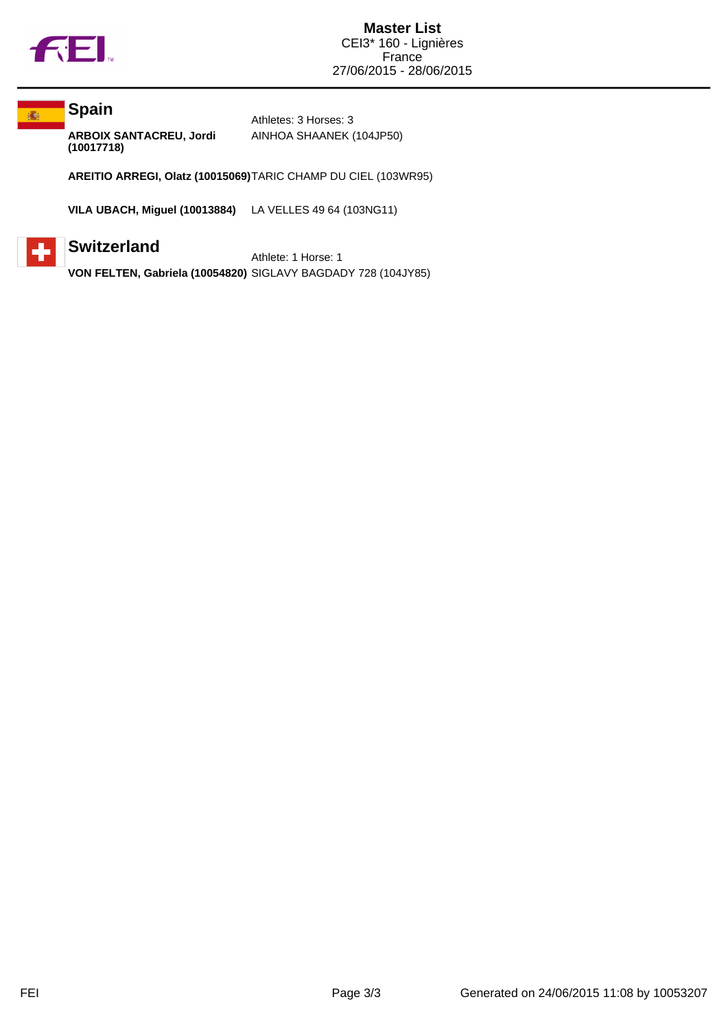# Master List

CEI3* 160 - Lignières
France
27/06/2015 - 28/06/2015

## Spain

Athletes: 3 Horses: 3

| | |
|---|---|
| **ARBOIX SANTACREU, Jordi (10017718)** | AINHOA SHAANEK (104JP50) |
| **AREITIO ARREGI, Olatz (10015069)** | TARIC CHAMP DU CIEL (103WR95) |
| **VILA UBACH, Miguel (10013884)** | LA VELLES 49 64 (103NG11) |

## Switzerland

Athlete: 1 Horse: 1

| | |
|---|---|
| **VON FELTEN, Gabriela (10054820)** | SIGLAVY BAGDADY 728 (104JY85) |

Generated on 24/06/2015 11:08 by 10053207